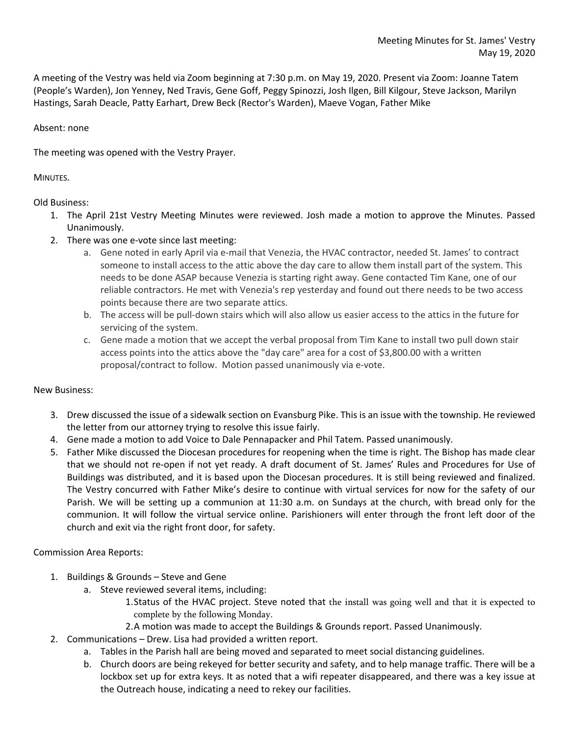Meeting Minutes for St. James' Vestry
May 19, 2020

A meeting of the Vestry was held via Zoom beginning at 7:30 p.m. on May 19, 2020. Present via Zoom: Joanne Tatem (People's Warden), Jon Yenney, Ned Travis, Gene Goff, Peggy Spinozzi, Josh Ilgen, Bill Kilgour, Steve Jackson, Marilyn Hastings, Sarah Deacle, Patty Earhart, Drew Beck (Rector's Warden), Maeve Vogan, Father Mike

Absent: none

The meeting was opened with the Vestry Prayer.

MINUTES.

Old Business:

1. The April 21st Vestry Meeting Minutes were reviewed. Josh made a motion to approve the Minutes. Passed Unanimously.
2. There was one e-vote since last meeting:
   a. Gene noted in early April via e-mail that Venezia, the HVAC contractor, needed St. James' to contract someone to install access to the attic above the day care to allow them install part of the system. This needs to be done ASAP because Venezia is starting right away. Gene contacted Tim Kane, one of our reliable contractors. He met with Venezia's rep yesterday and found out there needs to be two access points because there are two separate attics.
   b. The access will be pull-down stairs which will also allow us easier access to the attics in the future for servicing of the system.
   c. Gene made a motion that we accept the verbal proposal from Tim Kane to install two pull down stair access points into the attics above the "day care" area for a cost of $3,800.00 with a written proposal/contract to follow. Motion passed unanimously via e-vote.

New Business:

3. Drew discussed the issue of a sidewalk section on Evansburg Pike. This is an issue with the township. He reviewed the letter from our attorney trying to resolve this issue fairly.
4. Gene made a motion to add Voice to Dale Pennapacker and Phil Tatem. Passed unanimously.
5. Father Mike discussed the Diocesan procedures for reopening when the time is right. The Bishop has made clear that we should not re-open if not yet ready. A draft document of St. James' Rules and Procedures for Use of Buildings was distributed, and it is based upon the Diocesan procedures. It is still being reviewed and finalized. The Vestry concurred with Father Mike's desire to continue with virtual services for now for the safety of our Parish. We will be setting up a communion at 11:30 a.m. on Sundays at the church, with bread only for the communion. It will follow the virtual service online. Parishioners will enter through the front left door of the church and exit via the right front door, for safety.

Commission Area Reports:

1. Buildings & Grounds – Steve and Gene
   a. Steve reviewed several items, including:
      1. Status of the HVAC project. Steve noted that the install was going well and that it is expected to complete by the following Monday.
      2. A motion was made to accept the Buildings & Grounds report. Passed Unanimously.
2. Communications – Drew. Lisa had provided a written report.
   a. Tables in the Parish hall are being moved and separated to meet social distancing guidelines.
   b. Church doors are being rekeyed for better security and safety, and to help manage traffic. There will be a lockbox set up for extra keys. It as noted that a wifi repeater disappeared, and there was a key issue at the Outreach house, indicating a need to rekey our facilities.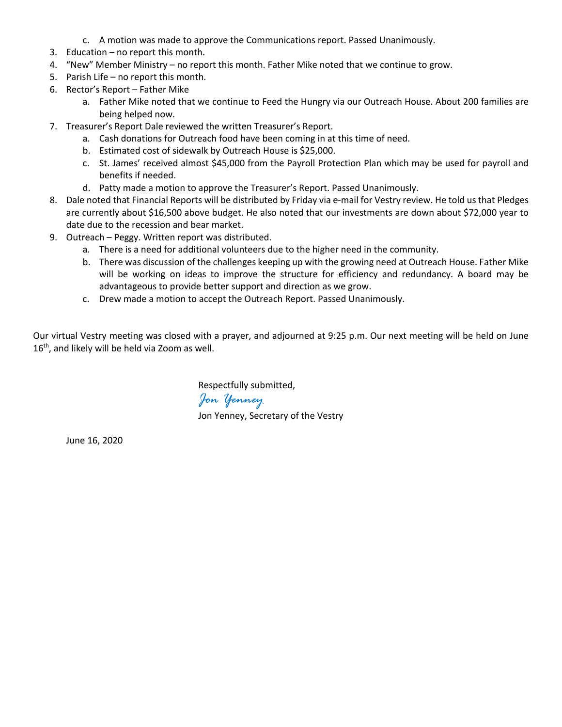c. A motion was made to approve the Communications report. Passed Unanimously.

3. Education – no report this month.
4. "New" Member Ministry – no report this month. Father Mike noted that we continue to grow.
5. Parish Life – no report this month.
6. Rector's Report – Father Mike
   a. Father Mike noted that we continue to Feed the Hungry via our Outreach House. About 200 families are being helped now.
7. Treasurer's Report Dale reviewed the written Treasurer's Report.
   a. Cash donations for Outreach food have been coming in at this time of need.
   b. Estimated cost of sidewalk by Outreach House is $25,000.
   c. St. James' received almost $45,000 from the Payroll Protection Plan which may be used for payroll and benefits if needed.
   d. Patty made a motion to approve the Treasurer's Report. Passed Unanimously.
8. Dale noted that Financial Reports will be distributed by Friday via e-mail for Vestry review. He told us that Pledges are currently about $16,500 above budget. He also noted that our investments are down about $72,000 year to date due to the recession and bear market.
9. Outreach – Peggy. Written report was distributed.
   a. There is a need for additional volunteers due to the higher need in the community.
   b. There was discussion of the challenges keeping up with the growing need at Outreach House. Father Mike will be working on ideas to improve the structure for efficiency and redundancy. A board may be advantageous to provide better support and direction as we grow.
   c. Drew made a motion to accept the Outreach Report. Passed Unanimously.

Our virtual Vestry meeting was closed with a prayer, and adjourned at 9:25 p.m. Our next meeting will be held on June 16th, and likely will be held via Zoom as well.

Respectfully submitted,

*Jon Yenney*

Jon Yenney, Secretary of the Vestry

June 16, 2020